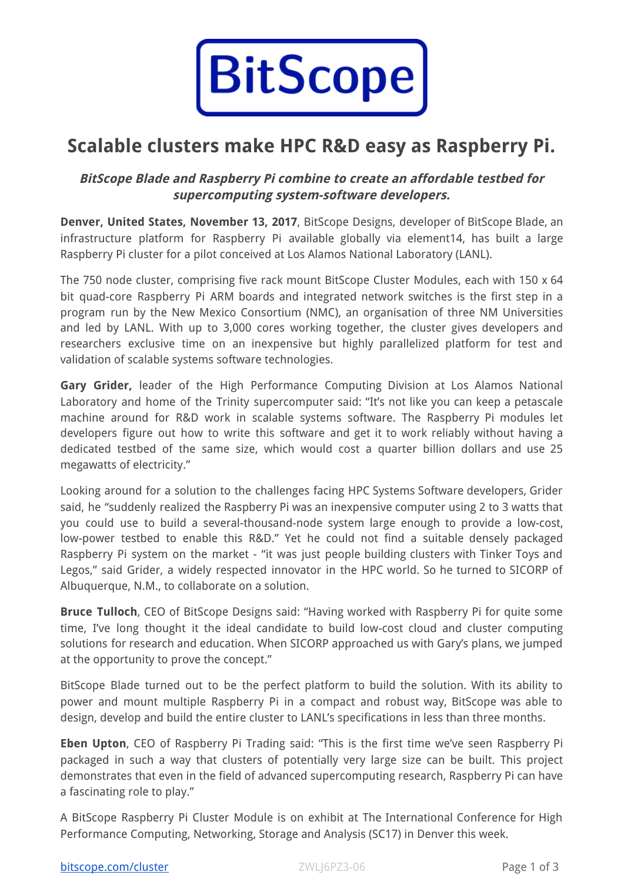BitScope

# Scalable clusters make HPC R&D easy as Raspberry Pi.

***BitScope Blade and Raspberry Pi combine to create an affordable testbed for supercomputing system-software developers.***

**Denver, United States, November 13, 2017**, BitScope Designs, developer of BitScope Blade, an infrastructure platform for Raspberry Pi available globally via element14, has built a large Raspberry Pi cluster for a pilot conceived at Los Alamos National Laboratory (LANL).

The 750 node cluster, comprising five rack mount BitScope Cluster Modules, each with 150 x 64 bit quad-core Raspberry Pi ARM boards and integrated network switches is the first step in a program run by the New Mexico Consortium (NMC), an organisation of three NM Universities and led by LANL. With up to 3,000 cores working together, the cluster gives developers and researchers exclusive time on an inexpensive but highly parallelized platform for test and validation of scalable systems software technologies.

**Gary Grider,** leader of the High Performance Computing Division at Los Alamos National Laboratory and home of the Trinity supercomputer said: "It's not like you can keep a petascale machine around for R&D work in scalable systems software. The Raspberry Pi modules let developers figure out how to write this software and get it to work reliably without having a dedicated testbed of the same size, which would cost a quarter billion dollars and use 25 megawatts of electricity."

Looking around for a solution to the challenges facing HPC Systems Software developers, Grider said, he "suddenly realized the Raspberry Pi was an inexpensive computer using 2 to 3 watts that you could use to build a several-thousand-node system large enough to provide a low-cost, low-power testbed to enable this R&D." Yet he could not find a suitable densely packaged Raspberry Pi system on the market - "it was just people building clusters with Tinker Toys and Legos," said Grider, a widely respected innovator in the HPC world. So he turned to SICORP of Albuquerque, N.M., to collaborate on a solution.

**Bruce Tulloch**, CEO of BitScope Designs said: "Having worked with Raspberry Pi for quite some time, I've long thought it the ideal candidate to build low-cost cloud and cluster computing solutions for research and education. When SICORP approached us with Gary's plans, we jumped at the opportunity to prove the concept."

BitScope Blade turned out to be the perfect platform to build the solution. With its ability to power and mount multiple Raspberry Pi in a compact and robust way, BitScope was able to design, develop and build the entire cluster to LANL's specifications in less than three months.

**Eben Upton**, CEO of Raspberry Pi Trading said: "This is the first time we've seen Raspberry Pi packaged in such a way that clusters of potentially very large size can be built. This project demonstrates that even in the field of advanced supercomputing research, Raspberry Pi can have a fascinating role to play."

A BitScope Raspberry Pi Cluster Module is on exhibit at The International Conference for High Performance Computing, Networking, Storage and Analysis (SC17) in Denver this week.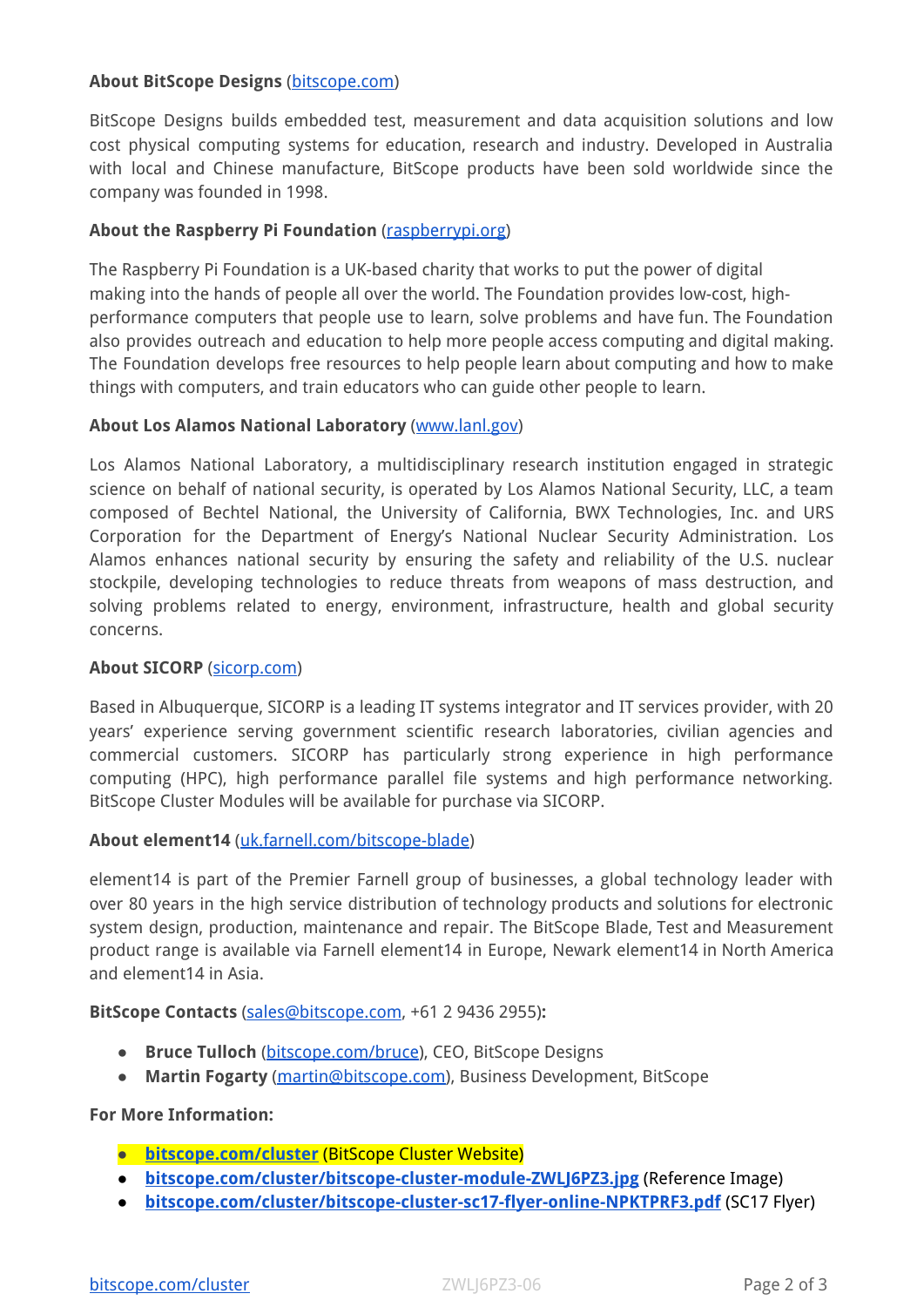**About BitScope Designs** (bitscope.com)

BitScope Designs builds embedded test, measurement and data acquisition solutions and low cost physical computing systems for education, research and industry. Developed in Australia with local and Chinese manufacture, BitScope products have been sold worldwide since the company was founded in 1998.

**About the Raspberry Pi Foundation** (raspberrypi.org)

The Raspberry Pi Foundation is a UK-based charity that works to put the power of digital making into the hands of people all over the world. The Foundation provides low-cost, high-performance computers that people use to learn, solve problems and have fun. The Foundation also provides outreach and education to help more people access computing and digital making. The Foundation develops free resources to help people learn about computing and how to make things with computers, and train educators who can guide other people to learn.

**About Los Alamos National Laboratory** (www.lanl.gov)

Los Alamos National Laboratory, a multidisciplinary research institution engaged in strategic science on behalf of national security, is operated by Los Alamos National Security, LLC, a team composed of Bechtel National, the University of California, BWX Technologies, Inc. and URS Corporation for the Department of Energy's National Nuclear Security Administration. Los Alamos enhances national security by ensuring the safety and reliability of the U.S. nuclear stockpile, developing technologies to reduce threats from weapons of mass destruction, and solving problems related to energy, environment, infrastructure, health and global security concerns.

**About SICORP** (sicorp.com)

Based in Albuquerque, SICORP is a leading IT systems integrator and IT services provider, with 20 years' experience serving government scientific research laboratories, civilian agencies and commercial customers. SICORP has particularly strong experience in high performance computing (HPC), high performance parallel file systems and high performance networking. BitScope Cluster Modules will be available for purchase via SICORP.

**About element14** (uk.farnell.com/bitscope-blade)

element14 is part of the Premier Farnell group of businesses, a global technology leader with over 80 years in the high service distribution of technology products and solutions for electronic system design, production, maintenance and repair. The BitScope Blade, Test and Measurement product range is available via Farnell element14 in Europe, Newark element14 in North America and element14 in Asia.

**BitScope Contacts** (sales@bitscope.com, +61 2 9436 2955)**:**

- **Bruce Tulloch** (bitscope.com/bruce), CEO, BitScope Designs
- **Martin Fogarty** (martin@bitscope.com), Business Development, BitScope

**For More Information:**

- **bitscope.com/cluster** (BitScope Cluster Website)
- **bitscope.com/cluster/bitscope-cluster-module-ZWLJ6PZ3.jpg** (Reference Image)
- **bitscope.com/cluster/bitscope-cluster-sc17-flyer-online-NPKTPRF3.pdf** (SC17 Flyer)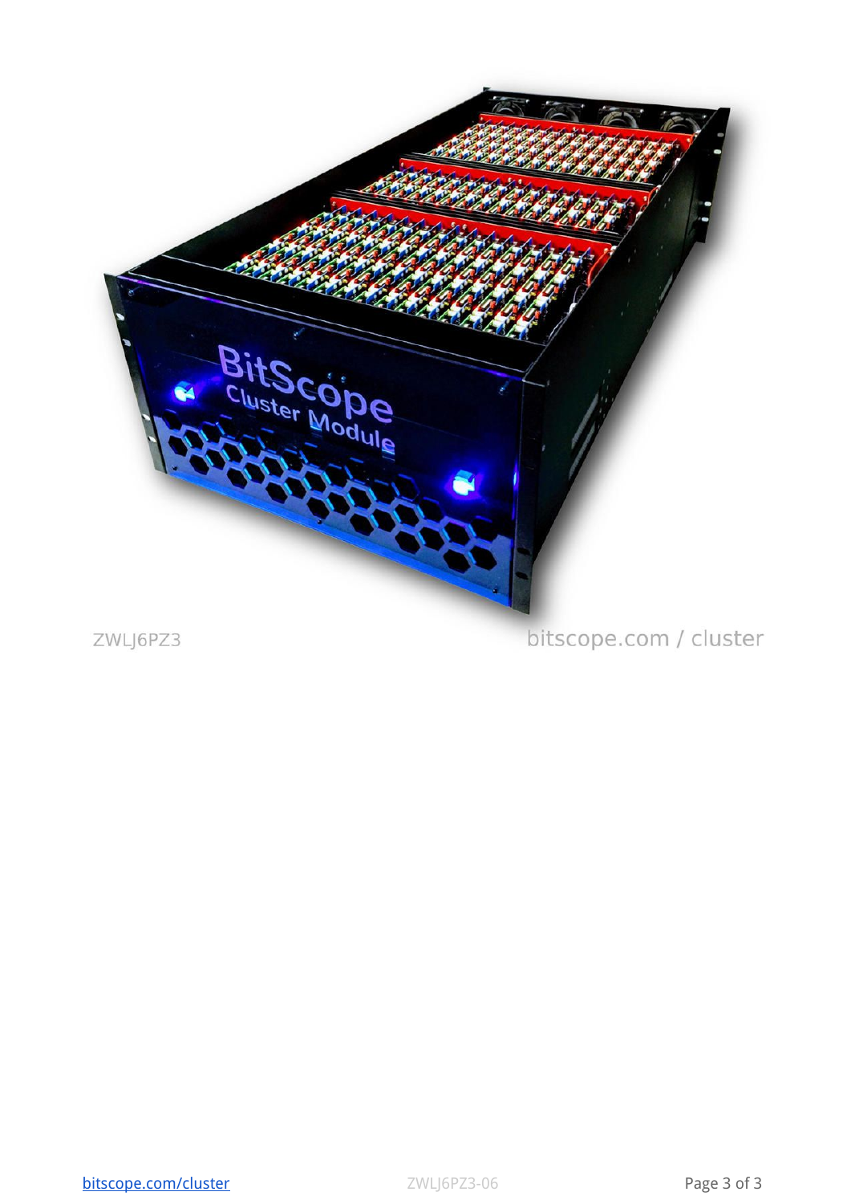ZWLJ6PZ3

bitscope.com / cluster